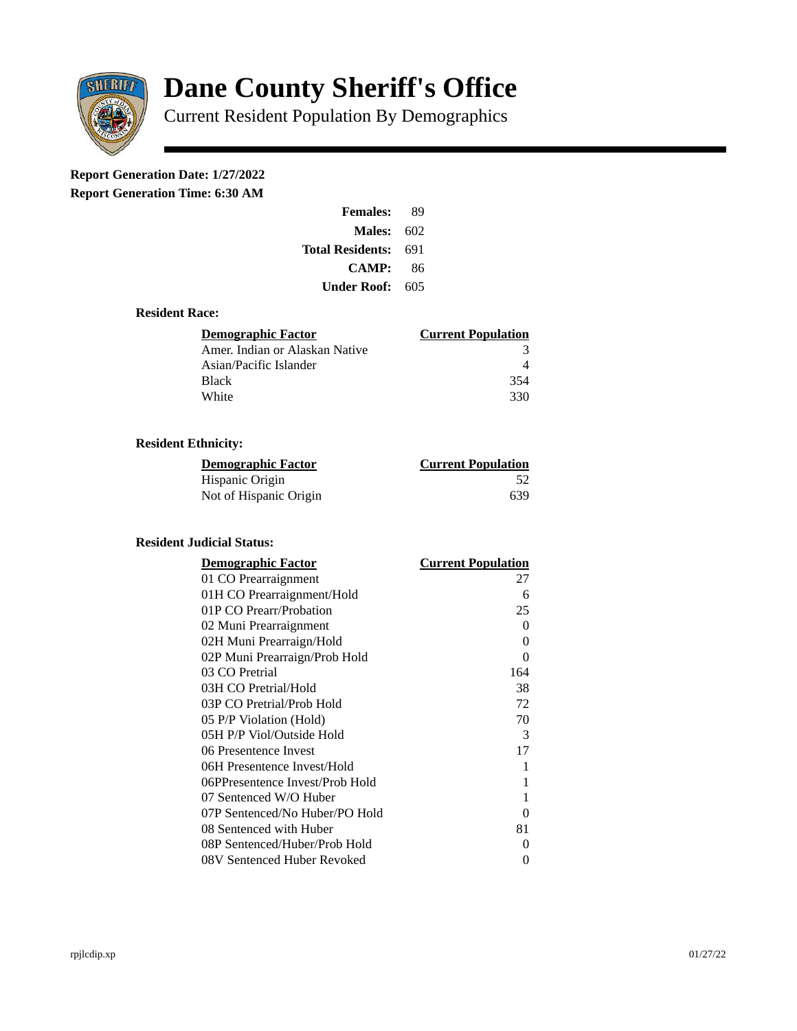# Dane County Sheriff's Office

Current Resident Population By Demographics

**Report Generation Date: 1/27/2022**

**Report Generation Time: 6:30 AM**

| | |
|---|---|
| **Females:** | 89 |
| **Males:** | 602 |
| **Total Residents:** | 691 |
| **CAMP:** | 86 |
| **Under Roof:** | 605 |

### Resident Race:

| Demographic Factor | Current Population |
|---|---|
| Amer. Indian or Alaskan Native | 3 |
| Asian/Pacific Islander | 4 |
| Black | 354 |
| White | 330 |

### Resident Ethnicity:

| Demographic Factor | Current Population |
|---|---|
| Hispanic Origin | 52 |
| Not of Hispanic Origin | 639 |

### Resident Judicial Status:

| Demographic Factor | Current Population |
|---|---|
| 01 CO Prearraignment | 27 |
| 01H CO Prearraignment/Hold | 6 |
| 01P CO Prearr/Probation | 25 |
| 02 Muni Prearraignment | 0 |
| 02H Muni Prearraign/Hold | 0 |
| 02P Muni Prearraign/Prob Hold | 0 |
| 03 CO Pretrial | 164 |
| 03H CO Pretrial/Hold | 38 |
| 03P CO Pretrial/Prob Hold | 72 |
| 05 P/P Violation (Hold) | 70 |
| 05H P/P Viol/Outside Hold | 3 |
| 06 Presentence Invest | 17 |
| 06H Presentence Invest/Hold | 1 |
| 06PPresentence Invest/Prob Hold | 1 |
| 07 Sentenced W/O Huber | 1 |
| 07P Sentenced/No Huber/PO Hold | 0 |
| 08 Sentenced with Huber | 81 |
| 08P Sentenced/Huber/Prob Hold | 0 |
| 08V Sentenced Huber Revoked | 0 |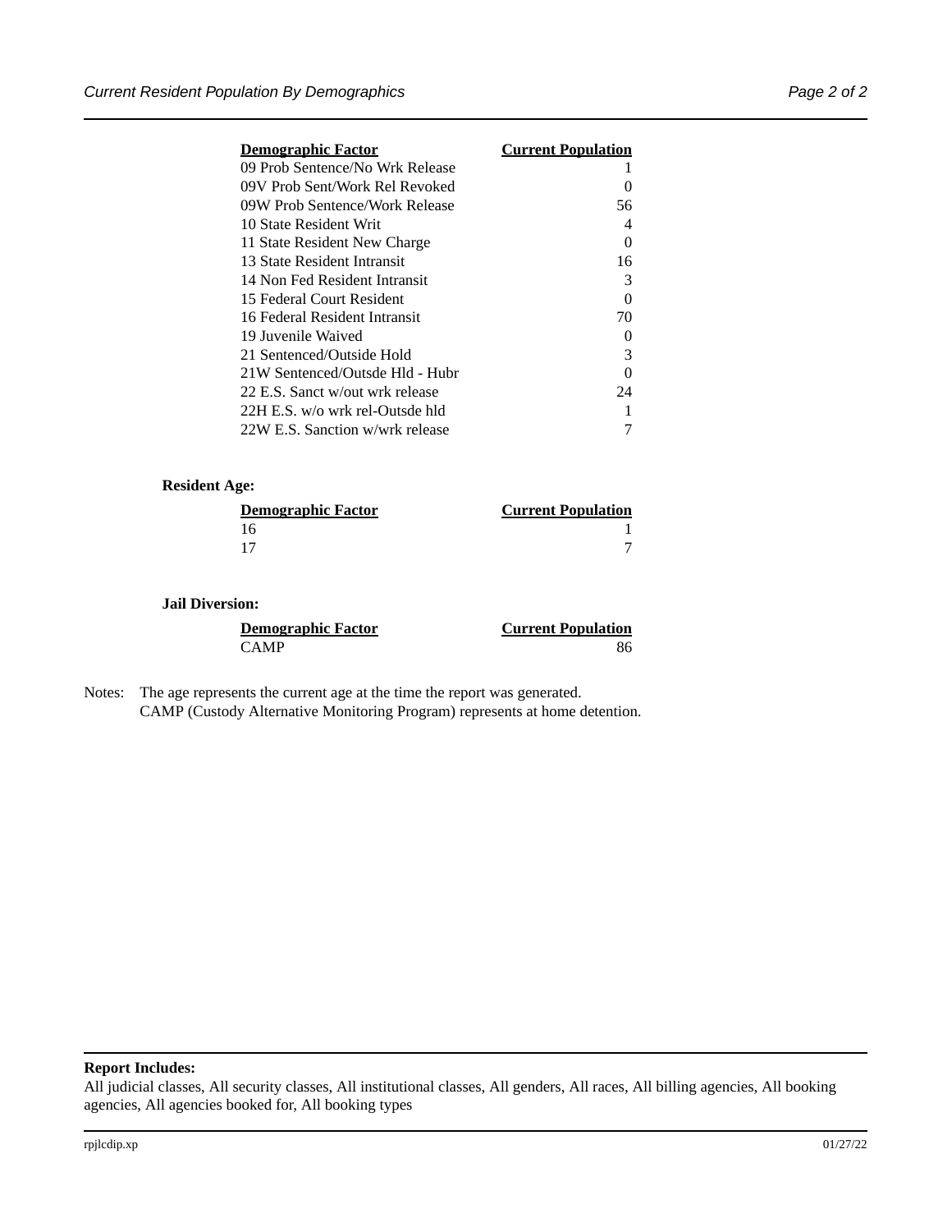| Demographic Factor | Current Population |
| --- | --- |
| 09 Prob Sentence/No Wrk Release | 1 |
| 09V Prob Sent/Work Rel Revoked | 0 |
| 09W Prob Sentence/Work Release | 56 |
| 10 State Resident Writ | 4 |
| 11 State Resident New Charge | 0 |
| 13 State Resident Intransit | 16 |
| 14 Non Fed Resident Intransit | 3 |
| 15 Federal Court Resident | 0 |
| 16 Federal Resident Intransit | 70 |
| 19 Juvenile Waived | 0 |
| 21 Sentenced/Outside Hold | 3 |
| 21W Sentenced/Outsde Hld - Hubr | 0 |
| 22 E.S. Sanct w/out wrk release | 24 |
| 22H E.S. w/o wrk rel-Outsde hld | 1 |
| 22W E.S. Sanction w/wrk release | 7 |

**Resident Age:**

| Demographic Factor | Current Population |
| --- | --- |
| 16 | 1 |
| 17 | 7 |

**Jail Diversion:**

| Demographic Factor | Current Population |
| --- | --- |
| CAMP | 86 |

Notes: The age represents the current age at the time the report was generated.
CAMP (Custody Alternative Monitoring Program) represents at home detention.

**Report Includes:**

All judicial classes, All security classes, All institutional classes, All genders, All races, All billing agencies, All booking agencies, All agencies booked for, All booking types

rpjlcdip.xp 01/27/22